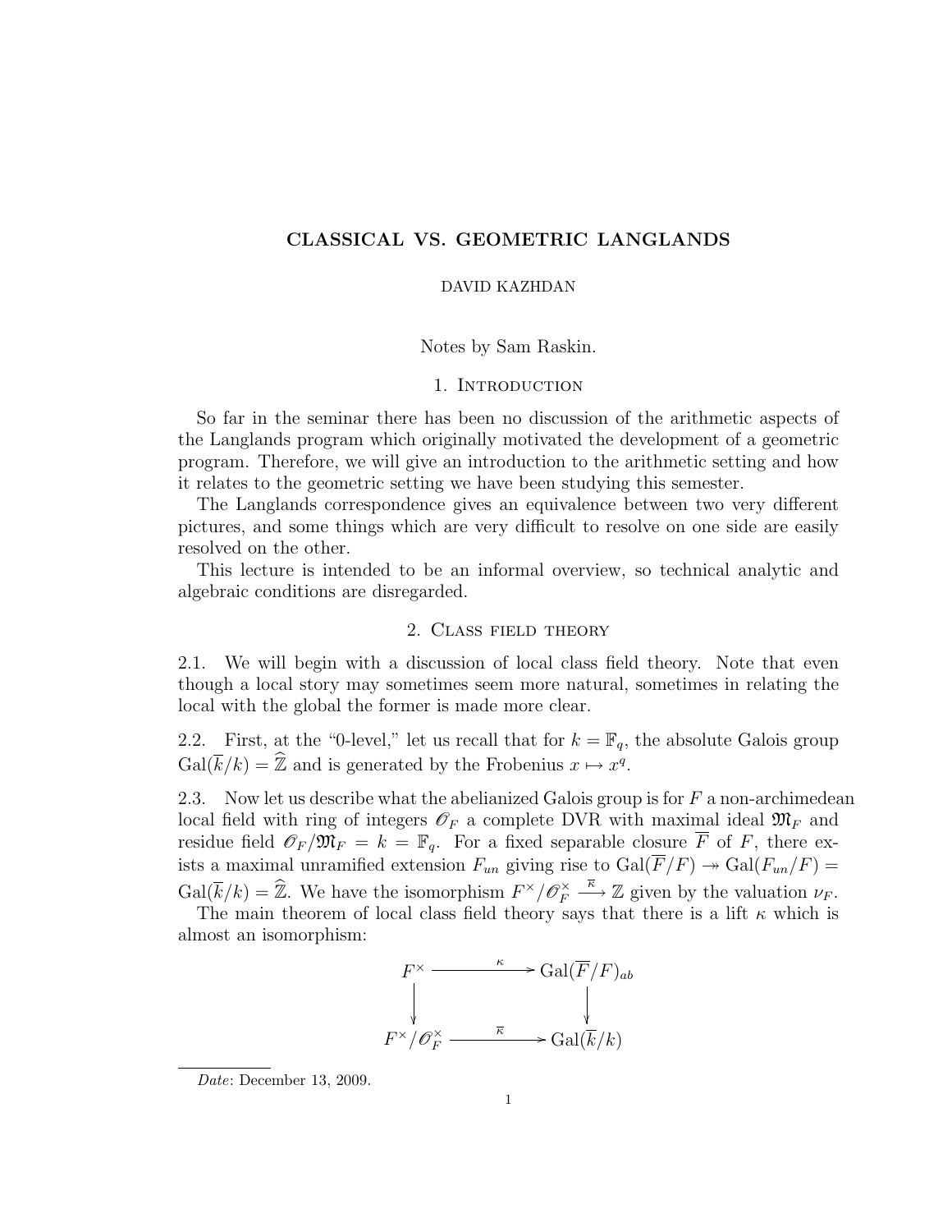# CLASSICAL VS. GEOMETRIC LANGLANDS

DAVID KAZHDAN

Notes by Sam Raskin.

## 1. Introduction

So far in the seminar there has been no discussion of the arithmetic aspects of the Langlands program which originally motivated the development of a geometric program. Therefore, we will give an introduction to the arithmetic setting and how it relates to the geometric setting we have been studying this semester.

The Langlands correspondence gives an equivalence between two very different pictures, and some things which are very difficult to resolve on one side are easily resolved on the other.

This lecture is intended to be an informal overview, so technical analytic and algebraic conditions are disregarded.

## 2. Class field theory

2.1. We will begin with a discussion of local class field theory. Note that even though a local story may sometimes seem more natural, sometimes in relating the local with the global the former is made more clear.

2.2. First, at the "0-level," let us recall that for $k = \mathbb{F}_q$, the absolute Galois group $\mathrm{Gal}(\overline{k}/k) = \widehat{\mathbb{Z}}$ and is generated by the Frobenius $x \mapsto x^q$.

2.3. Now let us describe what the abelianized Galois group is for $F$ a non-archimedean local field with ring of integers $\mathscr{O}_F$ a complete DVR with maximal ideal $\mathfrak{M}_F$ and residue field $\mathscr{O}_F/\mathfrak{M}_F = k = \mathbb{F}_q$. For a fixed separable closure $\overline{F}$ of $F$, there exists a maximal unramified extension $F_{un}$ giving rise to $\mathrm{Gal}(\overline{F}/F) \twoheadrightarrow \mathrm{Gal}(F_{un}/F) = \mathrm{Gal}(\overline{k}/k) = \widehat{\mathbb{Z}}$. We have the isomorphism $F^\times/\mathscr{O}_F^\times \xrightarrow{\overline{\kappa}} \mathbb{Z}$ given by the valuation $\nu_F$.

The main theorem of local class field theory says that there is a lift $\kappa$ which is almost an isomorphism:

$$\begin{array}{ccc} F^\times & \xrightarrow{\kappa} & \mathrm{Gal}(\overline{F}/F)_{ab} \\ \downarrow & & \downarrow \\ F^\times/\mathscr{O}_F^\times & \xrightarrow{\overline{\kappa}} & \mathrm{Gal}(\overline{k}/k) \end{array}$$

*Date*: December 13, 2009.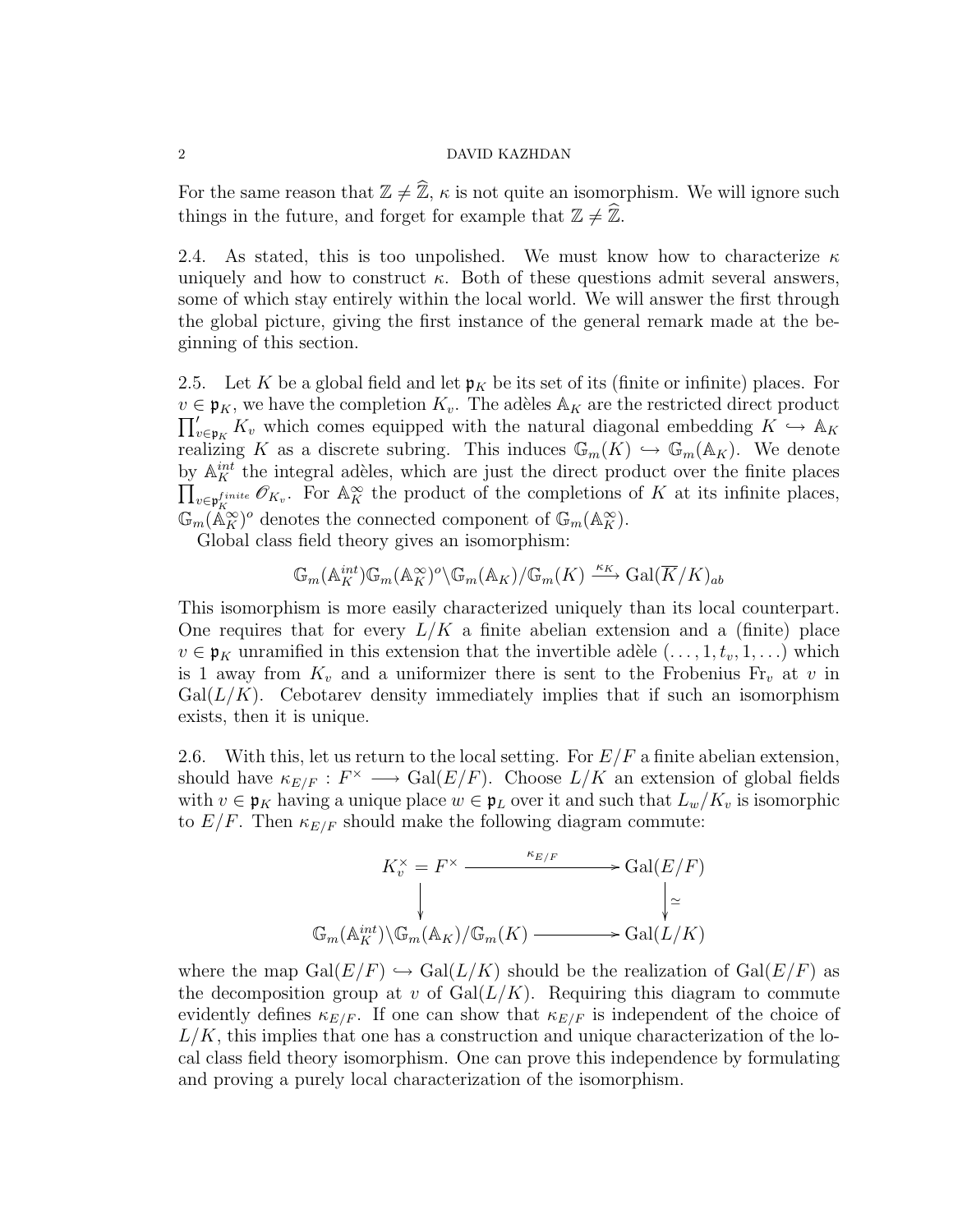For the same reason that $\mathbb{Z} \neq \widehat{\mathbb{Z}}$, $\kappa$ is not quite an isomorphism. We will ignore such things in the future, and forget for example that $\mathbb{Z} \neq \widehat{\mathbb{Z}}$.

2.4. As stated, this is too unpolished. We must know how to characterize $\kappa$ uniquely and how to construct $\kappa$. Both of these questions admit several answers, some of which stay entirely within the local world. We will answer the first through the global picture, giving the first instance of the general remark made at the beginning of this section.

2.5. Let $K$ be a global field and let $\mathfrak{p}_K$ be its set of its (finite or infinite) places. For $v \in \mathfrak{p}_K$, we have the completion $K_v$. The adèles $\mathbb{A}_K$ are the restricted direct product $\prod'_{v \in \mathfrak{p}_K} K_v$ which comes equipped with the natural diagonal embedding $K \hookrightarrow \mathbb{A}_K$ realizing $K$ as a discrete subring. This induces $\mathbb{G}_m(K) \hookrightarrow \mathbb{G}_m(\mathbb{A}_K)$. We denote by $\mathbb{A}_K^{int}$ the integral adèles, which are just the direct product over the finite places $\prod_{v \in \mathfrak{p}_K^{finite}} \mathscr{O}_{K_v}$. For $\mathbb{A}_K^{\infty}$ the product of the completions of $K$ at its infinite places, $\mathbb{G}_m(\mathbb{A}_K^{\infty})^o$ denotes the connected component of $\mathbb{G}_m(\mathbb{A}_K^{\infty})$.

Global class field theory gives an isomorphism:

$$\mathbb{G}_m(\mathbb{A}_K^{int})\mathbb{G}_m(\mathbb{A}_K^{\infty})^o \backslash \mathbb{G}_m(\mathbb{A}_K)/\mathbb{G}_m(K) \xrightarrow{\kappa_K} \mathrm{Gal}(\overline{K}/K)_{ab}$$

This isomorphism is more easily characterized uniquely than its local counterpart. One requires that for every $L/K$ a finite abelian extension and a (finite) place $v \in \mathfrak{p}_K$ unramified in this extension that the invertible adèle $(\ldots, 1, t_v, 1, \ldots)$ which is 1 away from $K_v$ and a uniformizer there is sent to the Frobenius $\mathrm{Fr}_v$ at $v$ in $\mathrm{Gal}(L/K)$. Cebotarev density immediately implies that if such an isomorphism exists, then it is unique.

2.6. With this, let us return to the local setting. For $E/F$ a finite abelian extension, should have $\kappa_{E/F} : F^\times \longrightarrow \mathrm{Gal}(E/F)$. Choose $L/K$ an extension of global fields with $v \in \mathfrak{p}_K$ having a unique place $w \in \mathfrak{p}_L$ over it and such that $L_w/K_v$ is isomorphic to $E/F$. Then $\kappa_{E/F}$ should make the following diagram commute:

$$\begin{array}{ccc}
K_v^\times = F^\times & \xrightarrow{\quad \kappa_{E/F} \quad} & \mathrm{Gal}(E/F) \\
\downarrow & & \downarrow \simeq \\
\mathbb{G}_m(\mathbb{A}_K^{int}) \backslash \mathbb{G}_m(\mathbb{A}_K)/\mathbb{G}_m(K) & \longrightarrow & \mathrm{Gal}(L/K)
\end{array}$$

where the map $\mathrm{Gal}(E/F) \hookrightarrow \mathrm{Gal}(L/K)$ should be the realization of $\mathrm{Gal}(E/F)$ as the decomposition group at $v$ of $\mathrm{Gal}(L/K)$. Requiring this diagram to commute evidently defines $\kappa_{E/F}$. If one can show that $\kappa_{E/F}$ is independent of the choice of $L/K$, this implies that one has a construction and unique characterization of the local class field theory isomorphism. One can prove this independence by formulating and proving a purely local characterization of the isomorphism.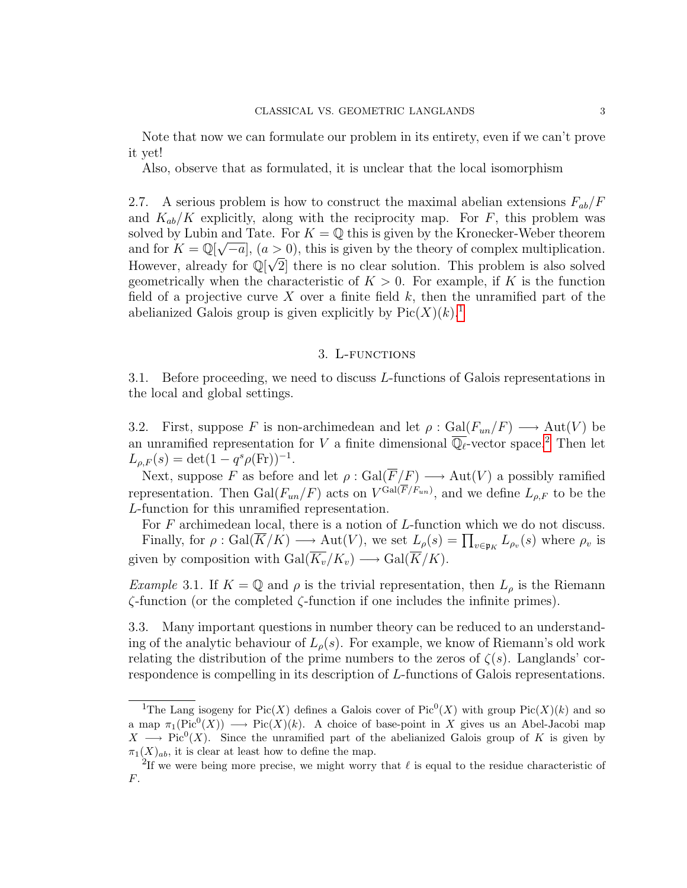Note that now we can formulate our problem in its entirety, even if we can't prove it yet!

Also, observe that as formulated, it is unclear that the local isomorphism

2.7. A serious problem is how to construct the maximal abelian extensions $F_{ab}/F$ and $K_{ab}/K$ explicitly, along with the reciprocity map. For $F$, this problem was solved by Lubin and Tate. For $K = \mathbb{Q}$ this is given by the Kronecker-Weber theorem and for $K = \mathbb{Q}[\sqrt{-a}]$, ($a > 0$), this is given by the theory of complex multiplication. However, already for $\mathbb{Q}[\sqrt{2}]$ there is no clear solution. This problem is also solved geometrically when the characteristic of $K > 0$. For example, if $K$ is the function field of a projective curve $X$ over a finite field $k$, then the unramified part of the abelianized Galois group is given explicitly by $\mathrm{Pic}(X)(k)$.[1]

## 3. L-functions

3.1. Before proceeding, we need to discuss $L$-functions of Galois representations in the local and global settings.

3.2. First, suppose $F$ is non-archimedean and let $\rho : \mathrm{Gal}(F_{un}/F) \longrightarrow \mathrm{Aut}(V)$ be an unramified representation for $V$ a finite dimensional $\overline{\mathbb{Q}_\ell}$-vector space.[2] Then let $L_{\rho,F}(s) = \det(1 - q^s \rho(\mathrm{Fr}))^{-1}$.

Next, suppose $F$ as before and let $\rho : \mathrm{Gal}(\overline{F}/F) \longrightarrow \mathrm{Aut}(V)$ a possibly ramified representation. Then $\mathrm{Gal}(F_{un}/F)$ acts on $V^{\mathrm{Gal}(\overline{F}/F_{un})}$, and we define $L_{\rho,F}$ to be the $L$-function for this unramified representation.

For $F$ archimedean local, there is a notion of $L$-function which we do not discuss.

Finally, for $\rho : \mathrm{Gal}(\overline{K}/K) \longrightarrow \mathrm{Aut}(V)$, we set $L_\rho(s) = \prod_{v \in \mathfrak{p}_K} L_{\rho_v}(s)$ where $\rho_v$ is given by composition with $\mathrm{Gal}(\overline{K_v}/K_v) \longrightarrow \mathrm{Gal}(\overline{K}/K)$.

*Example* 3.1. If $K = \mathbb{Q}$ and $\rho$ is the trivial representation, then $L_\rho$ is the Riemann $\zeta$-function (or the completed $\zeta$-function if one includes the infinite primes).

3.3. Many important questions in number theory can be reduced to an understanding of the analytic behaviour of $L_\rho(s)$. For example, we know of Riemann's old work relating the distribution of the prime numbers to the zeros of $\zeta(s)$. Langlands' correspondence is compelling in its description of $L$-functions of Galois representations.

---

[1] The Lang isogeny for $\mathrm{Pic}(X)$ defines a Galois cover of $\mathrm{Pic}^0(X)$ with group $\mathrm{Pic}(X)(k)$ and so a map $\pi_1(\mathrm{Pic}^0(X)) \longrightarrow \mathrm{Pic}(X)(k)$. A choice of base-point in $X$ gives us an Abel-Jacobi map $X \longrightarrow \mathrm{Pic}^0(X)$. Since the unramified part of the abelianized Galois group of $K$ is given by $\pi_1(X)_{ab}$, it is clear at least how to define the map.

[2] If we were being more precise, we might worry that $\ell$ is equal to the residue characteristic of $F$.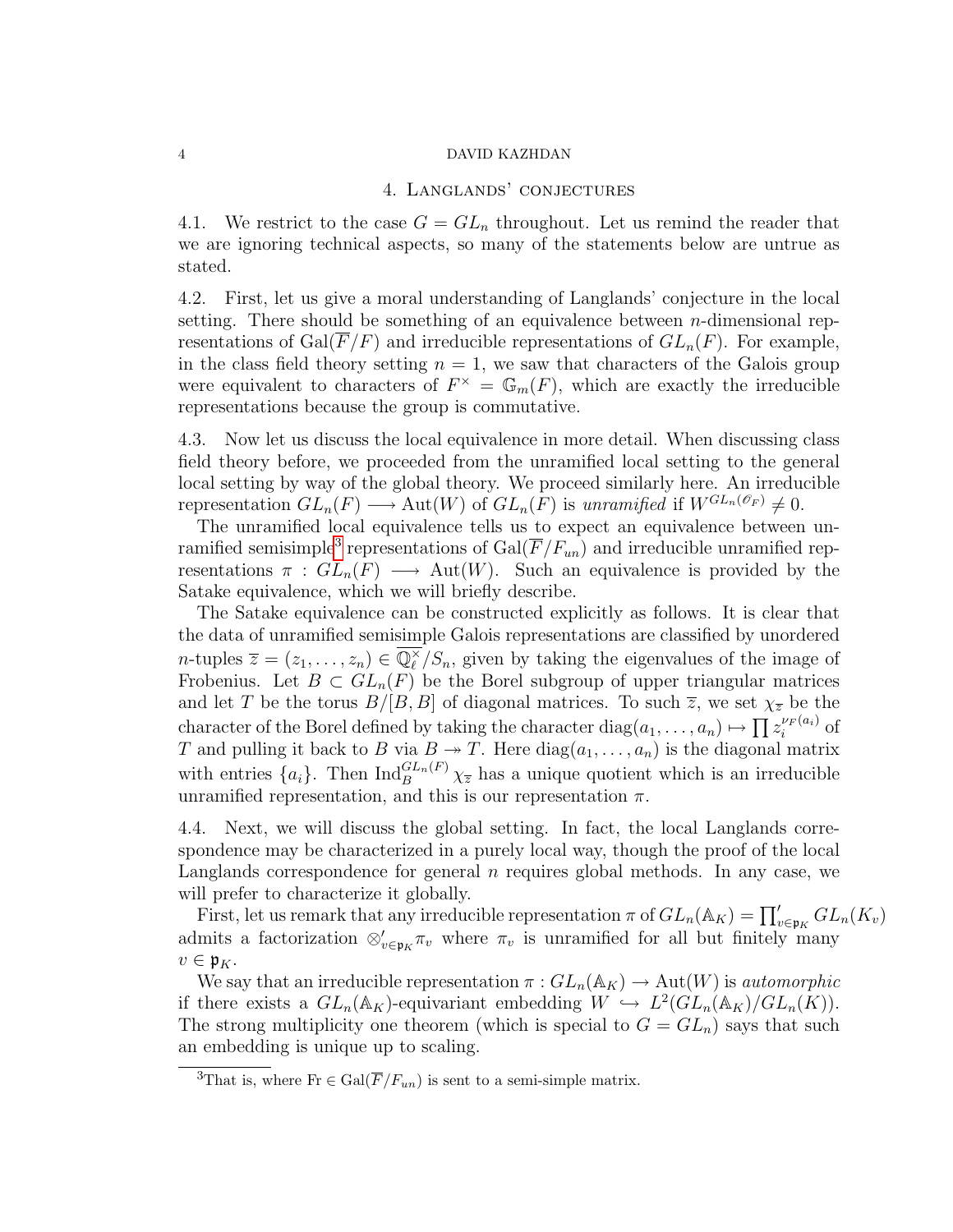## 4. Langlands' conjectures

4.1. We restrict to the case $G = GL_n$ throughout. Let us remind the reader that we are ignoring technical aspects, so many of the statements below are untrue as stated.

4.2. First, let us give a moral understanding of Langlands' conjecture in the local setting. There should be something of an equivalence between $n$-dimensional representations of $\mathrm{Gal}(\overline{F}/F)$ and irreducible representations of $GL_n(F)$. For example, in the class field theory setting $n = 1$, we saw that characters of the Galois group were equivalent to characters of $F^\times = \mathbb{G}_m(F)$, which are exactly the irreducible representations because the group is commutative.

4.3. Now let us discuss the local equivalence in more detail. When discussing class field theory before, we proceeded from the unramified local setting to the general local setting by way of the global theory. We proceed similarly here. An irreducible representation $GL_n(F) \longrightarrow \mathrm{Aut}(W)$ of $GL_n(F)$ is *unramified* if $W^{GL_n(\mathscr{O}_F)} \neq 0$.

The unramified local equivalence tells us to expect an equivalence between unramified semisimple[3] representations of $\mathrm{Gal}(\overline{F}/F_{un})$ and irreducible unramified representations $\pi : GL_n(F) \longrightarrow \mathrm{Aut}(W)$. Such an equivalence is provided by the Satake equivalence, which we will briefly describe.

The Satake equivalence can be constructed explicitly as follows. It is clear that the data of unramified semisimple Galois representations are classified by unordered $n$-tuples $\overline{z} = (z_1, \dots, z_n) \in \overline{\mathbb{Q}_\ell^\times}/S_n$, given by taking the eigenvalues of the image of Frobenius. Let $B \subset GL_n(F)$ be the Borel subgroup of upper triangular matrices and let $T$ be the torus $B/[B,B]$ of diagonal matrices. To such $\overline{z}$, we set $\chi_{\overline{z}}$ be the character of the Borel defined by taking the character $\mathrm{diag}(a_1, \dots, a_n) \mapsto \prod z_i^{\nu_F(a_i)}$ of $T$ and pulling it back to $B$ via $B \twoheadrightarrow T$. Here $\mathrm{diag}(a_1, \dots, a_n)$ is the diagonal matrix with entries $\{a_i\}$. Then $\mathrm{Ind}_B^{GL_n(F)} \chi_{\overline{z}}$ has a unique quotient which is an irreducible unramified representation, and this is our representation $\pi$.

4.4. Next, we will discuss the global setting. In fact, the local Langlands correspondence may be characterized in a purely local way, though the proof of the local Langlands correspondence for general $n$ requires global methods. In any case, we will prefer to characterize it globally.

First, let us remark that any irreducible representation $\pi$ of $GL_n(\mathbb{A}_K) = \prod'_{v \in \mathfrak{p}_K} GL_n(K_v)$ admits a factorization $\otimes'_{v \in \mathfrak{p}_K} \pi_v$ where $\pi_v$ is unramified for all but finitely many $v \in \mathfrak{p}_K$.

We say that an irreducible representation $\pi : GL_n(\mathbb{A}_K) \to \mathrm{Aut}(W)$ is *automorphic* if there exists a $GL_n(\mathbb{A}_K)$-equivariant embedding $W \hookrightarrow L^2(GL_n(\mathbb{A}_K)/GL_n(K))$. The strong multiplicity one theorem (which is special to $G = GL_n$) says that such an embedding is unique up to scaling.

[3] That is, where $\mathrm{Fr} \in \mathrm{Gal}(\overline{F}/F_{un})$ is sent to a semi-simple matrix.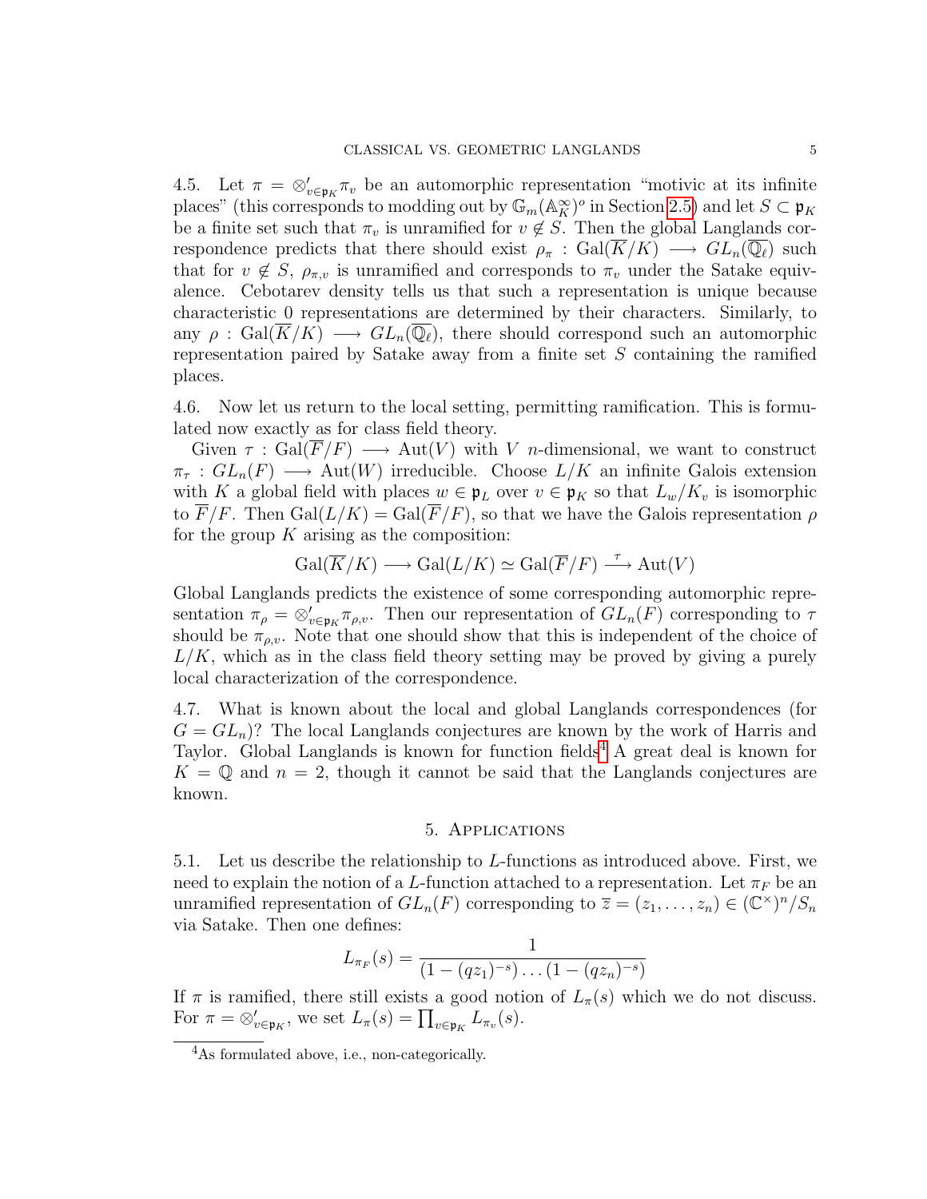4.5. Let $\pi = \otimes'_{v \in \mathfrak{p}_K} \pi_v$ be an automorphic representation "motivic at its infinite places" (this corresponds to modding out by $\mathbb{G}_m(\mathbb{A}_K^\infty)^o$ in Section 2.5) and let $S \subset \mathfrak{p}_K$ be a finite set such that $\pi_v$ is unramified for $v \notin S$. Then the global Langlands correspondence predicts that there should exist $\rho_\pi : \mathrm{Gal}(\overline{K}/K) \longrightarrow GL_n(\overline{\mathbb{Q}_\ell})$ such that for $v \notin S$, $\rho_{\pi,v}$ is unramified and corresponds to $\pi_v$ under the Satake equivalence. Cebotarev density tells us that such a representation is unique because characteristic 0 representations are determined by their characters. Similarly, to any $\rho : \mathrm{Gal}(\overline{K}/K) \longrightarrow GL_n(\overline{\mathbb{Q}_\ell})$, there should correspond such an automorphic representation paired by Satake away from a finite set $S$ containing the ramified places.

4.6. Now let us return to the local setting, permitting ramification. This is formulated now exactly as for class field theory.

Given $\tau : \mathrm{Gal}(\overline{F}/F) \longrightarrow \mathrm{Aut}(V)$ with $V$ $n$-dimensional, we want to construct $\pi_\tau : GL_n(F) \longrightarrow \mathrm{Aut}(W)$ irreducible. Choose $L/K$ an infinite Galois extension with $K$ a global field with places $w \in \mathfrak{p}_L$ over $v \in \mathfrak{p}_K$ so that $L_w/K_v$ is isomorphic to $\overline{F}/F$. Then $\mathrm{Gal}(L/K) = \mathrm{Gal}(\overline{F}/F)$, so that we have the Galois representation $\rho$ for the group $K$ arising as the composition:

$$\mathrm{Gal}(\overline{K}/K) \longrightarrow \mathrm{Gal}(L/K) \simeq \mathrm{Gal}(\overline{F}/F) \xrightarrow{\tau} \mathrm{Aut}(V)$$

Global Langlands predicts the existence of some corresponding automorphic representation $\pi_\rho = \otimes'_{v \in \mathfrak{p}_K} \pi_{\rho,v}$. Then our representation of $GL_n(F)$ corresponding to $\tau$ should be $\pi_{\rho,v}$. Note that one should show that this is independent of the choice of $L/K$, which as in the class field theory setting may be proved by giving a purely local characterization of the correspondence.

4.7. What is known about the local and global Langlands correspondences (for $G = GL_n$)? The local Langlands conjectures are known by the work of Harris and Taylor. Global Langlands is known for function fields[4] A great deal is known for $K = \mathbb{Q}$ and $n = 2$, though it cannot be said that the Langlands conjectures are known.

## 5. Applications

5.1. Let us describe the relationship to $L$-functions as introduced above. First, we need to explain the notion of a $L$-function attached to a representation. Let $\pi_F$ be an unramified representation of $GL_n(F)$ corresponding to $\overline{z} = (z_1, \ldots, z_n) \in (\mathbb{C}^\times)^n/S_n$ via Satake. Then one defines:

$$L_{\pi_F}(s) = \frac{1}{(1 - (qz_1)^{-s}) \ldots (1 - (qz_n)^{-s})}$$

If $\pi$ is ramified, there still exists a good notion of $L_\pi(s)$ which we do not discuss. For $\pi = \otimes'_{v \in \mathfrak{p}_K}$, we set $L_\pi(s) = \prod_{v \in \mathfrak{p}_K} L_{\pi_v}(s)$.

[4] As formulated above, i.e., non-categorically.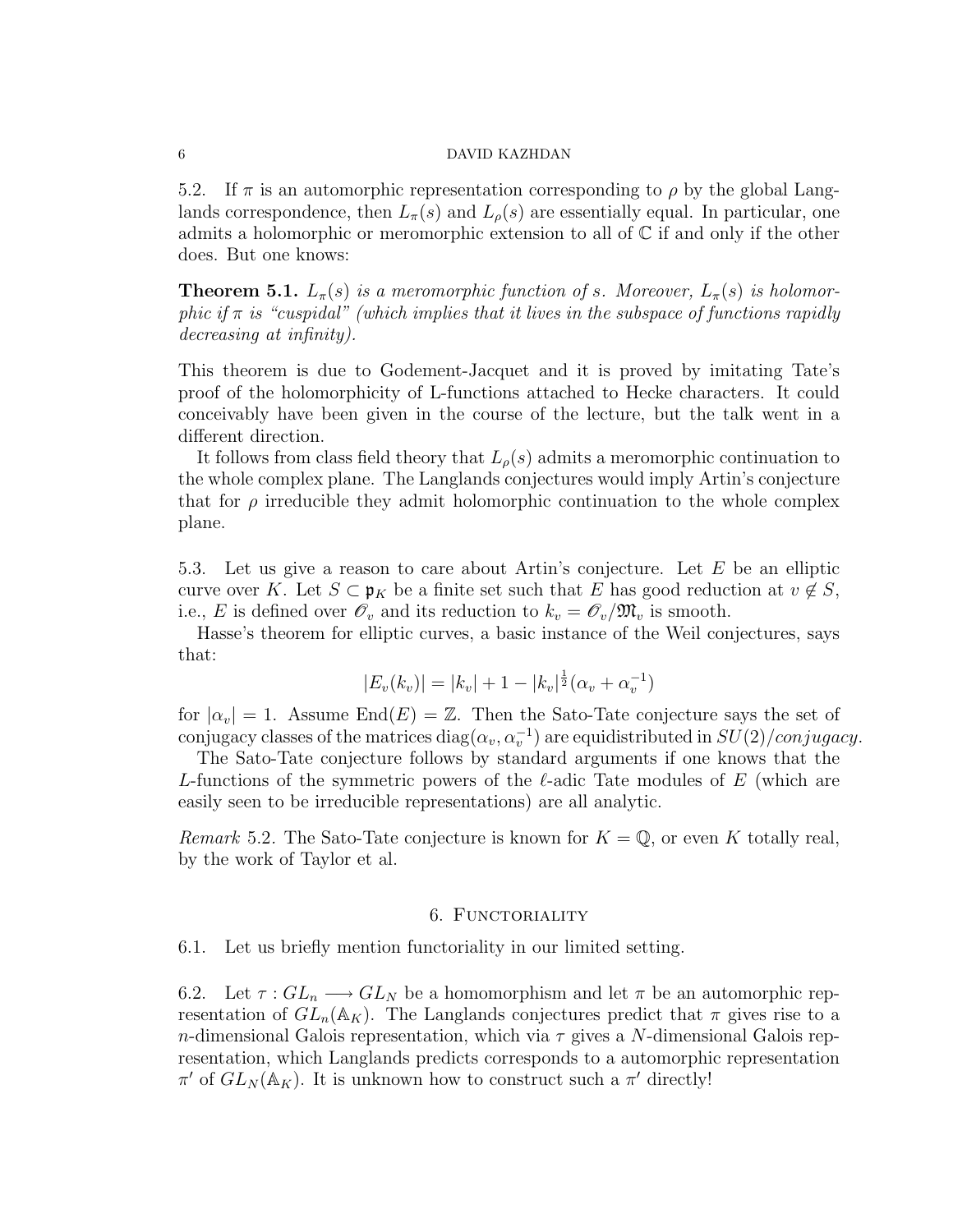5.2. If $\pi$ is an automorphic representation corresponding to $\rho$ by the global Langlands correspondence, then $L_\pi(s)$ and $L_\rho(s)$ are essentially equal. In particular, one admits a holomorphic or meromorphic extension to all of $\mathbb{C}$ if and only if the other does. But one knows:

**Theorem 5.1.** *$L_\pi(s)$ is a meromorphic function of $s$. Moreover, $L_\pi(s)$ is holomorphic if $\pi$ is "cuspidal" (which implies that it lives in the subspace of functions rapidly decreasing at infinity).*

This theorem is due to Godement-Jacquet and it is proved by imitating Tate's proof of the holomorphicity of L-functions attached to Hecke characters. It could conceivably have been given in the course of the lecture, but the talk went in a different direction.

It follows from class field theory that $L_\rho(s)$ admits a meromorphic continuation to the whole complex plane. The Langlands conjectures would imply Artin's conjecture that for $\rho$ irreducible they admit holomorphic continuation to the whole complex plane.

5.3. Let us give a reason to care about Artin's conjecture. Let $E$ be an elliptic curve over $K$. Let $S \subset \mathfrak{p}_K$ be a finite set such that $E$ has good reduction at $v \notin S$, i.e., $E$ is defined over $\mathscr{O}_v$ and its reduction to $k_v = \mathscr{O}_v/\mathfrak{M}_v$ is smooth.

Hasse's theorem for elliptic curves, a basic instance of the Weil conjectures, says that:

$$|E_v(k_v)| = |k_v| + 1 - |k_v|^{\frac{1}{2}}(\alpha_v + \alpha_v^{-1})$$

for $|\alpha_v| = 1$. Assume $\mathrm{End}(E) = \mathbb{Z}$. Then the Sato-Tate conjecture says the set of conjugacy classes of the matrices $\mathrm{diag}(\alpha_v, \alpha_v^{-1})$ are equidistributed in $SU(2)/conjugacy$.

The Sato-Tate conjecture follows by standard arguments if one knows that the $L$-functions of the symmetric powers of the $\ell$-adic Tate modules of $E$ (which are easily seen to be irreducible representations) are all analytic.

*Remark* 5.2. The Sato-Tate conjecture is known for $K = \mathbb{Q}$, or even $K$ totally real, by the work of Taylor et al.

## 6. Functoriality

6.1. Let us briefly mention functoriality in our limited setting.

6.2. Let $\tau : GL_n \longrightarrow GL_N$ be a homomorphism and let $\pi$ be an automorphic representation of $GL_n(\mathbb{A}_K)$. The Langlands conjectures predict that $\pi$ gives rise to a $n$-dimensional Galois representation, which via $\tau$ gives a $N$-dimensional Galois representation, which Langlands predicts corresponds to a automorphic representation $\pi'$ of $GL_N(\mathbb{A}_K)$. It is unknown how to construct such a $\pi'$ directly!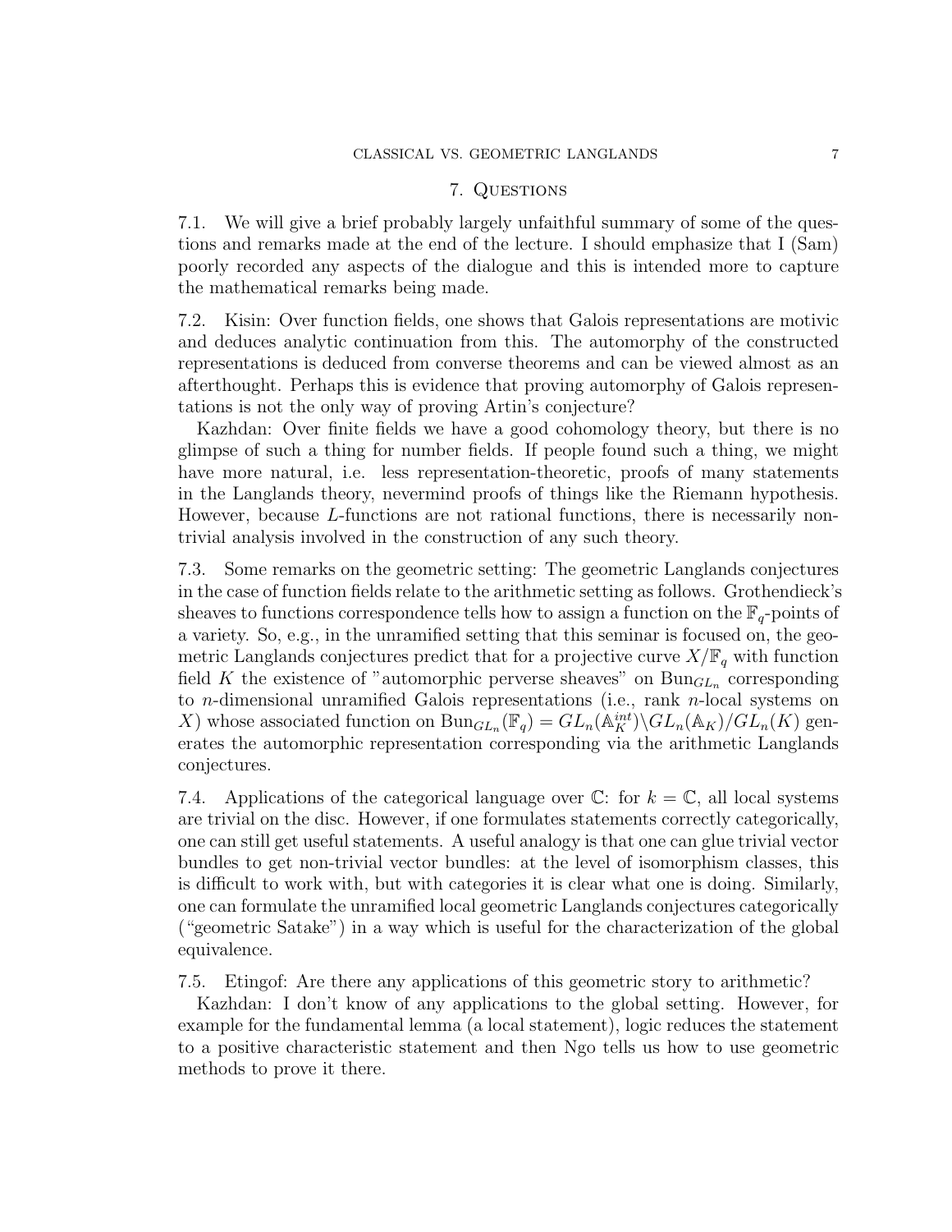## 7. Questions

7.1. We will give a brief probably largely unfaithful summary of some of the questions and remarks made at the end of the lecture. I should emphasize that I (Sam) poorly recorded any aspects of the dialogue and this is intended more to capture the mathematical remarks being made.

7.2. Kisin: Over function fields, one shows that Galois representations are motivic and deduces analytic continuation from this. The automorphy of the constructed representations is deduced from converse theorems and can be viewed almost as an afterthought. Perhaps this is evidence that proving automorphy of Galois representations is not the only way of proving Artin's conjecture?

Kazhdan: Over finite fields we have a good cohomology theory, but there is no glimpse of such a thing for number fields. If people found such a thing, we might have more natural, i.e. less representation-theoretic, proofs of many statements in the Langlands theory, nevermind proofs of things like the Riemann hypothesis. However, because $L$-functions are not rational functions, there is necessarily nontrivial analysis involved in the construction of any such theory.

7.3. Some remarks on the geometric setting: The geometric Langlands conjectures in the case of function fields relate to the arithmetic setting as follows. Grothendieck's sheaves to functions correspondence tells how to assign a function on the $\mathbb{F}_q$-points of a variety. So, e.g., in the unramified setting that this seminar is focused on, the geometric Langlands conjectures predict that for a projective curve $X/\mathbb{F}_q$ with function field $K$ the existence of "automorphic perverse sheaves" on $\mathrm{Bun}_{GL_n}$ corresponding to $n$-dimensional unramified Galois representations (i.e., rank $n$-local systems on $X$) whose associated function on $\mathrm{Bun}_{GL_n}(\mathbb{F}_q) = GL_n(\mathbb{A}_K^{int})\backslash GL_n(\mathbb{A}_K)/GL_n(K)$ generates the automorphic representation corresponding via the arithmetic Langlands conjectures.

7.4. Applications of the categorical language over $\mathbb{C}$: for $k = \mathbb{C}$, all local systems are trivial on the disc. However, if one formulates statements correctly categorically, one can still get useful statements. A useful analogy is that one can glue trivial vector bundles to get non-trivial vector bundles: at the level of isomorphism classes, this is difficult to work with, but with categories it is clear what one is doing. Similarly, one can formulate the unramified local geometric Langlands conjectures categorically ("geometric Satake") in a way which is useful for the characterization of the global equivalence.

7.5. Etingof: Are there any applications of this geometric story to arithmetic?

Kazhdan: I don't know of any applications to the global setting. However, for example for the fundamental lemma (a local statement), logic reduces the statement to a positive characteristic statement and then Ngo tells us how to use geometric methods to prove it there.